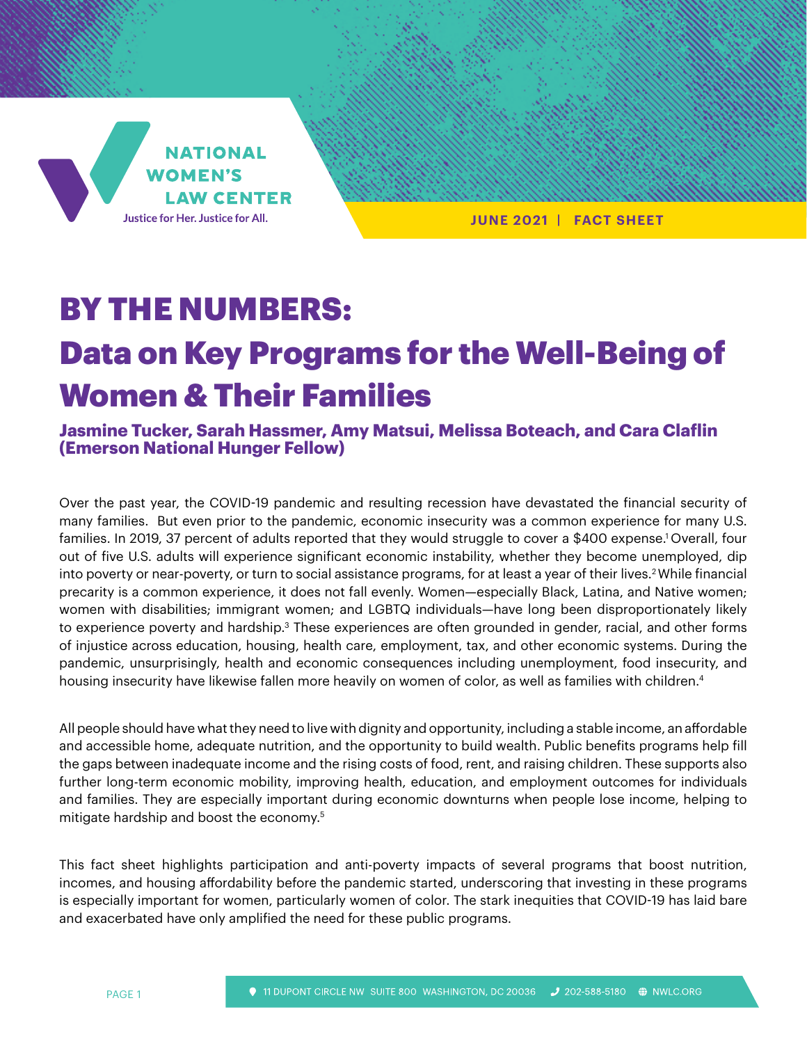NATIONAL WOMEN'S LAW CENTER

Justice for Her. Justice for All.

JUNE 2021 | FACT SHEET

# BY THE NUMBERS: Data on Key Programs for the Well-Being of Women & Their Families

**Jasmine Tucker, Sarah Hassmer, Amy Matsui, Melissa Boteach, and Cara Claflin (Emerson National Hunger Fellow)**

Over the past year, the COVID-19 pandemic and resulting recession have devastated the financial security of many families. But even prior to the pandemic, economic insecurity was a common experience for many U.S. families. In 2019, 37 percent of adults reported that they would struggle to cover a $400 expense.[1] Overall, four out of five U.S. adults will experience significant economic instability, whether they become unemployed, dip into poverty or near-poverty, or turn to social assistance programs, for at least a year of their lives.[2] While financial precarity is a common experience, it does not fall evenly. Women—especially Black, Latina, and Native women; women with disabilities; immigrant women; and LGBTQ individuals—have long been disproportionately likely to experience poverty and hardship.[3] These experiences are often grounded in gender, racial, and other forms of injustice across education, housing, health care, employment, tax, and other economic systems. During the pandemic, unsurprisingly, health and economic consequences including unemployment, food insecurity, and housing insecurity have likewise fallen more heavily on women of color, as well as families with children.[4]

All people should have what they need to live with dignity and opportunity, including a stable income, an affordable and accessible home, adequate nutrition, and the opportunity to build wealth. Public benefits programs help fill the gaps between inadequate income and the rising costs of food, rent, and raising children. These supports also further long-term economic mobility, improving health, education, and employment outcomes for individuals and families. They are especially important during economic downturns when people lose income, helping to mitigate hardship and boost the economy.[5]

This fact sheet highlights participation and anti-poverty impacts of several programs that boost nutrition, incomes, and housing affordability before the pandemic started, underscoring that investing in these programs is especially important for women, particularly women of color. The stark inequities that COVID-19 has laid bare and exacerbated have only amplified the need for these public programs.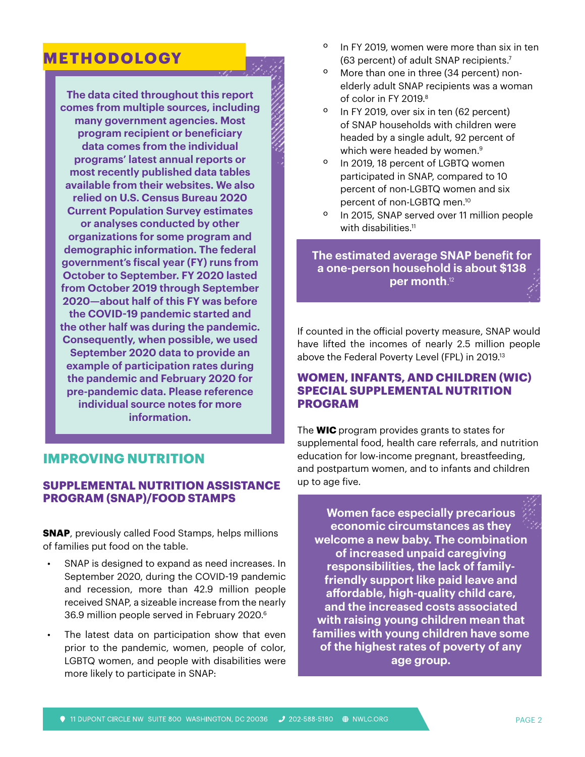## METHODOLOGY

**The data cited throughout this report comes from multiple sources, including many government agencies. Most program recipient or beneficiary data comes from the individual programs' latest annual reports or most recently published data tables available from their websites. We also relied on U.S. Census Bureau 2020 Current Population Survey estimates or analyses conducted by other organizations for some program and demographic information. The federal government's fiscal year (FY) runs from October to September. FY 2020 lasted from October 2019 through September 2020—about half of this FY was before the COVID-19 pandemic started and the other half was during the pandemic. Consequently, when possible, we used September 2020 data to provide an example of participation rates during the pandemic and February 2020 for pre-pandemic data. Please reference individual source notes for more information.**

## IMPROVING NUTRITION

### SUPPLEMENTAL NUTRITION ASSISTANCE PROGRAM (SNAP)/FOOD STAMPS

**SNAP**, previously called Food Stamps, helps millions of families put food on the table.

- SNAP is designed to expand as need increases. In September 2020, during the COVID-19 pandemic and recession, more than 42.9 million people received SNAP, a sizeable increase from the nearly 36.9 million people served in February 2020.[6]
- The latest data on participation show that even prior to the pandemic, women, people of color, LGBTQ women, and people with disabilities were more likely to participate in SNAP:
  - In FY 2019, women were more than six in ten (63 percent) of adult SNAP recipients.[7]
  - More than one in three (34 percent) non-elderly adult SNAP recipients was a woman of color in FY 2019.[8]
  - In FY 2019, over six in ten (62 percent) of SNAP households with children were headed by a single adult, 92 percent of which were headed by women.[9]
  - In 2019, 18 percent of LGBTQ women participated in SNAP, compared to 10 percent of non-LGBTQ women and six percent of non-LGBTQ men.[10]
  - In 2015, SNAP served over 11 million people with disabilities.[11]

**The estimated average SNAP benefit for a one-person household is about $138 per month.**[12]

If counted in the official poverty measure, SNAP would have lifted the incomes of nearly 2.5 million people above the Federal Poverty Level (FPL) in 2019.[13]

### WOMEN, INFANTS, AND CHILDREN (WIC) SPECIAL SUPPLEMENTAL NUTRITION PROGRAM

The **WIC** program provides grants to states for supplemental food, health care referrals, and nutrition education for low-income pregnant, breastfeeding, and postpartum women, and to infants and children up to age five.

**Women face especially precarious economic circumstances as they welcome a new baby. The combination of increased unpaid caregiving responsibilities, the lack of family-friendly support like paid leave and affordable, high-quality child care, and the increased costs associated with raising young children mean that families with young children have some of the highest rates of poverty of any age group.**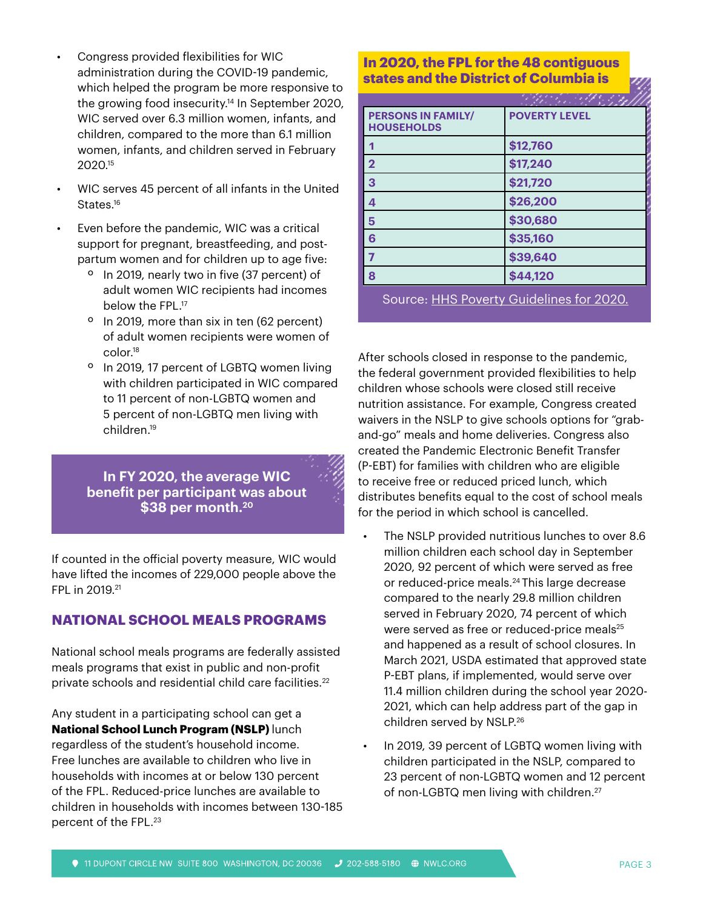- Congress provided flexibilities for WIC administration during the COVID-19 pandemic, which helped the program be more responsive to the growing food insecurity.[14] In September 2020, WIC served over 6.3 million women, infants, and children, compared to the more than 6.1 million women, infants, and children served in February 2020.[15]
- WIC serves 45 percent of all infants in the United States.[16]
- Even before the pandemic, WIC was a critical support for pregnant, breastfeeding, and post-partum women and for children up to age five:
  - In 2019, nearly two in five (37 percent) of adult women WIC recipients had incomes below the FPL.[17]
  - In 2019, more than six in ten (62 percent) of adult women recipients were women of color.[18]
  - In 2019, 17 percent of LGBTQ women living with children participated in WIC compared to 11 percent of non-LGBTQ women and 5 percent of non-LGBTQ men living with children.[19]

**In FY 2020, the average WIC benefit per participant was about $38 per month.[20]**

If counted in the official poverty measure, WIC would have lifted the incomes of 229,000 people above the FPL in 2019.[21]

## NATIONAL SCHOOL MEALS PROGRAMS

National school meals programs are federally assisted meals programs that exist in public and non-profit private schools and residential child care facilities.[22]

Any student in a participating school can get a **National School Lunch Program (NSLP)** lunch regardless of the student's household income. Free lunches are available to children who live in households with incomes at or below 130 percent of the FPL. Reduced-price lunches are available to children in households with incomes between 130-185 percent of the FPL.[23]

**In 2020, the FPL for the 48 contiguous states and the District of Columbia is**

| PERSONS IN FAMILY/ HOUSEHOLDS | POVERTY LEVEL |
|---|---|
| 1 | $12,760 |
| 2 | $17,240 |
| 3 | $21,720 |
| 4 | $26,200 |
| 5 | $30,680 |
| 6 | $35,160 |
| 7 | $39,640 |
| 8 | $44,120 |

Source: HHS Poverty Guidelines for 2020.

After schools closed in response to the pandemic, the federal government provided flexibilities to help children whose schools were closed still receive nutrition assistance. For example, Congress created waivers in the NSLP to give schools options for "grab-and-go" meals and home deliveries. Congress also created the Pandemic Electronic Benefit Transfer (P-EBT) for families with children who are eligible to receive free or reduced priced lunch, which distributes benefits equal to the cost of school meals for the period in which school is cancelled.

- The NSLP provided nutritious lunches to over 8.6 million children each school day in September 2020, 92 percent of which were served as free or reduced-price meals.[24] This large decrease compared to the nearly 29.8 million children served in February 2020, 74 percent of which were served as free or reduced-price meals[25] and happened as a result of school closures. In March 2021, USDA estimated that approved state P-EBT plans, if implemented, would serve over 11.4 million children during the school year 2020-2021, which can help address part of the gap in children served by NSLP.[26]
- In 2019, 39 percent of LGBTQ women living with children participated in the NSLP, compared to 23 percent of non-LGBTQ women and 12 percent of non-LGBTQ men living with children.[27]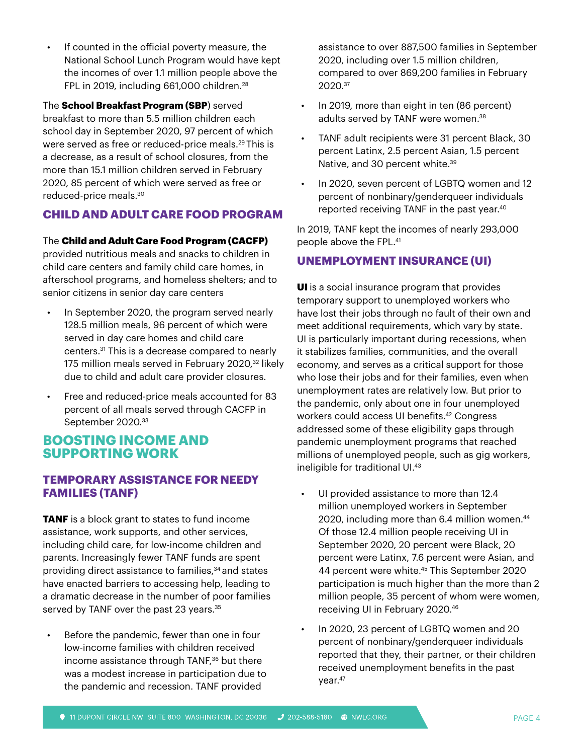- If counted in the official poverty measure, the National School Lunch Program would have kept the incomes of over 1.1 million people above the FPL in 2019, including 661,000 children.[28]

The **School Breakfast Program (SBP**) served breakfast to more than 5.5 million children each school day in September 2020, 97 percent of which were served as free or reduced-price meals.[29] This is a decrease, as a result of school closures, from the more than 15.1 million children served in February 2020, 85 percent of which were served as free or reduced-price meals.[30]

### CHILD AND ADULT CARE FOOD PROGRAM

The **Child and Adult Care Food Program (CACFP)** provided nutritious meals and snacks to children in child care centers and family child care homes, in afterschool programs, and homeless shelters; and to senior citizens in senior day care centers

- In September 2020, the program served nearly 128.5 million meals, 96 percent of which were served in day care homes and child care centers.[31] This is a decrease compared to nearly 175 million meals served in February 2020,[32] likely due to child and adult care provider closures.
- Free and reduced-price meals accounted for 83 percent of all meals served through CACFP in September 2020.[33]

## BOOSTING INCOME AND SUPPORTING WORK

### TEMPORARY ASSISTANCE FOR NEEDY FAMILIES (TANF)

**TANF** is a block grant to states to fund income assistance, work supports, and other services, including child care, for low-income children and parents. Increasingly fewer TANF funds are spent providing direct assistance to families,[34] and states have enacted barriers to accessing help, leading to a dramatic decrease in the number of poor families served by TANF over the past 23 years.[35]

- Before the pandemic, fewer than one in four low-income families with children received income assistance through TANF,[36] but there was a modest increase in participation due to the pandemic and recession. TANF provided assistance to over 887,500 families in September 2020, including over 1.5 million children, compared to over 869,200 families in February 2020.[37]
- In 2019, more than eight in ten (86 percent) adults served by TANF were women.[38]
- TANF adult recipients were 31 percent Black, 30 percent Latinx, 2.5 percent Asian, 1.5 percent Native, and 30 percent white.[39]
- In 2020, seven percent of LGBTQ women and 12 percent of nonbinary/genderqueer individuals reported receiving TANF in the past year.[40]

In 2019, TANF kept the incomes of nearly 293,000 people above the FPL.[41]

### UNEMPLOYMENT INSURANCE (UI)

**UI** is a social insurance program that provides temporary support to unemployed workers who have lost their jobs through no fault of their own and meet additional requirements, which vary by state. UI is particularly important during recessions, when it stabilizes families, communities, and the overall economy, and serves as a critical support for those who lose their jobs and for their families, even when unemployment rates are relatively low. But prior to the pandemic, only about one in four unemployed workers could access UI benefits.[42] Congress addressed some of these eligibility gaps through pandemic unemployment programs that reached millions of unemployed people, such as gig workers, ineligible for traditional UI.[43]

- UI provided assistance to more than 12.4 million unemployed workers in September 2020, including more than 6.4 million women.[44] Of those 12.4 million people receiving UI in September 2020, 20 percent were Black, 20 percent were Latinx, 7.6 percent were Asian, and 44 percent were white.[45] This September 2020 participation is much higher than the more than 2 million people, 35 percent of whom were women, receiving UI in February 2020.[46]
- In 2020, 23 percent of LGBTQ women and 20 percent of nonbinary/genderqueer individuals reported that they, their partner, or their children received unemployment benefits in the past year.[47]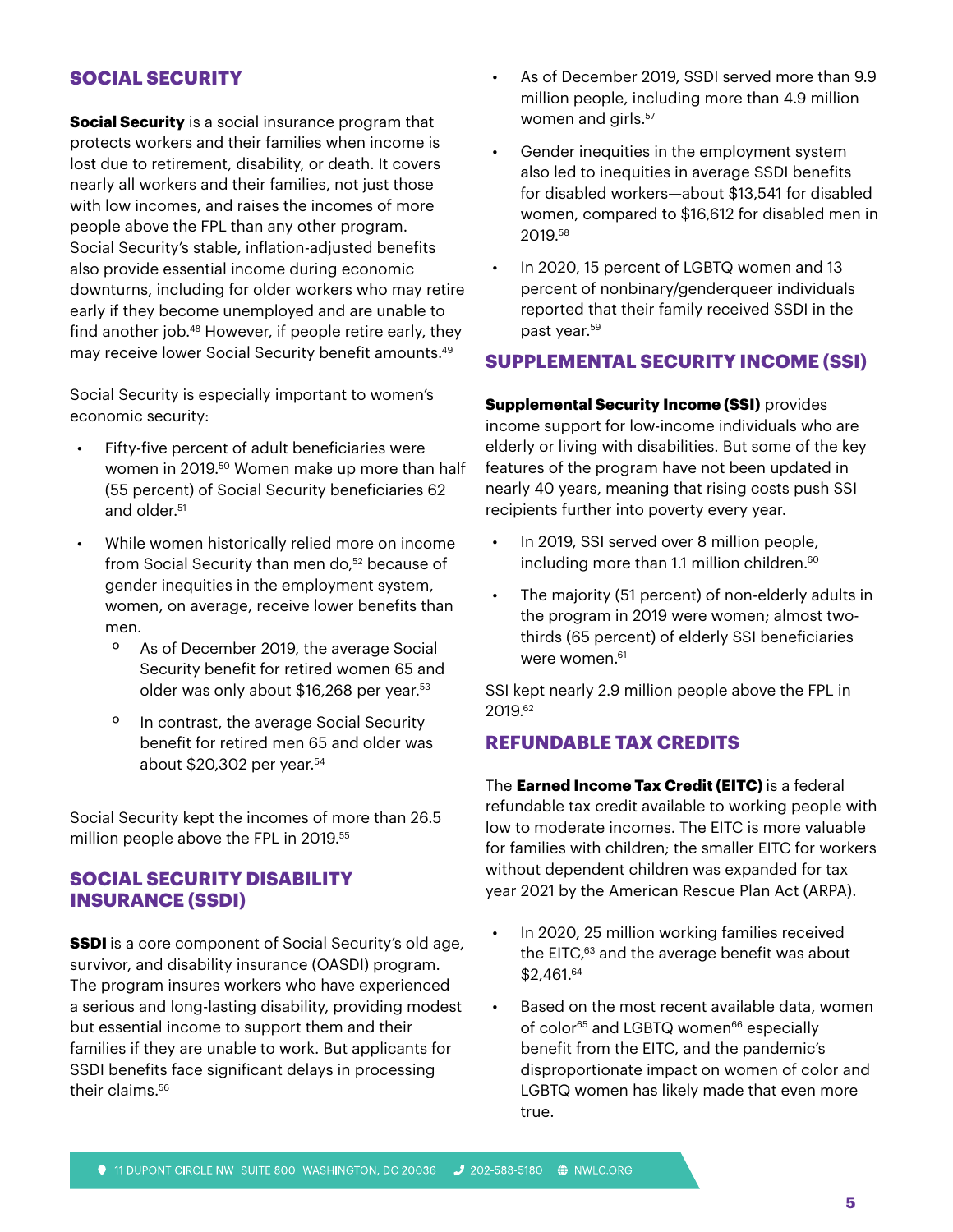## SOCIAL SECURITY

**Social Security** is a social insurance program that protects workers and their families when income is lost due to retirement, disability, or death. It covers nearly all workers and their families, not just those with low incomes, and raises the incomes of more people above the FPL than any other program. Social Security's stable, inflation-adjusted benefits also provide essential income during economic downturns, including for older workers who may retire early if they become unemployed and are unable to find another job.[48] However, if people retire early, they may receive lower Social Security benefit amounts.[49]

Social Security is especially important to women's economic security:

- Fifty-five percent of adult beneficiaries were women in 2019.[50] Women make up more than half (55 percent) of Social Security beneficiaries 62 and older.[51]
- While women historically relied more on income from Social Security than men do,[52] because of gender inequities in the employment system, women, on average, receive lower benefits than men.
  - As of December 2019, the average Social Security benefit for retired women 65 and older was only about $16,268 per year.[53]
  - In contrast, the average Social Security benefit for retired men 65 and older was about $20,302 per year.[54]

Social Security kept the incomes of more than 26.5 million people above the FPL in 2019.[55]

## SOCIAL SECURITY DISABILITY INSURANCE (SSDI)

**SSDI** is a core component of Social Security's old age, survivor, and disability insurance (OASDI) program. The program insures workers who have experienced a serious and long-lasting disability, providing modest but essential income to support them and their families if they are unable to work. But applicants for SSDI benefits face significant delays in processing their claims.[56]

- As of December 2019, SSDI served more than 9.9 million people, including more than 4.9 million women and girls.[57]
- Gender inequities in the employment system also led to inequities in average SSDI benefits for disabled workers—about $13,541 for disabled women, compared to $16,612 for disabled men in 2019.[58]
- In 2020, 15 percent of LGBTQ women and 13 percent of nonbinary/genderqueer individuals reported that their family received SSDI in the past year.[59]

## SUPPLEMENTAL SECURITY INCOME (SSI)

**Supplemental Security Income (SSI)** provides income support for low-income individuals who are elderly or living with disabilities. But some of the key features of the program have not been updated in nearly 40 years, meaning that rising costs push SSI recipients further into poverty every year.

- In 2019, SSI served over 8 million people, including more than 1.1 million children.[60]
- The majority (51 percent) of non-elderly adults in the program in 2019 were women; almost two-thirds (65 percent) of elderly SSI beneficiaries were women.[61]

SSI kept nearly 2.9 million people above the FPL in 2019.[62]

## REFUNDABLE TAX CREDITS

The **Earned Income Tax Credit (EITC)** is a federal refundable tax credit available to working people with low to moderate incomes. The EITC is more valuable for families with children; the smaller EITC for workers without dependent children was expanded for tax year 2021 by the American Rescue Plan Act (ARPA).

- In 2020, 25 million working families received the EITC,[63] and the average benefit was about $2,461.[64]
- Based on the most recent available data, women of color[65] and LGBTQ women[66] especially benefit from the EITC, and the pandemic's disproportionate impact on women of color and LGBTQ women has likely made that even more true.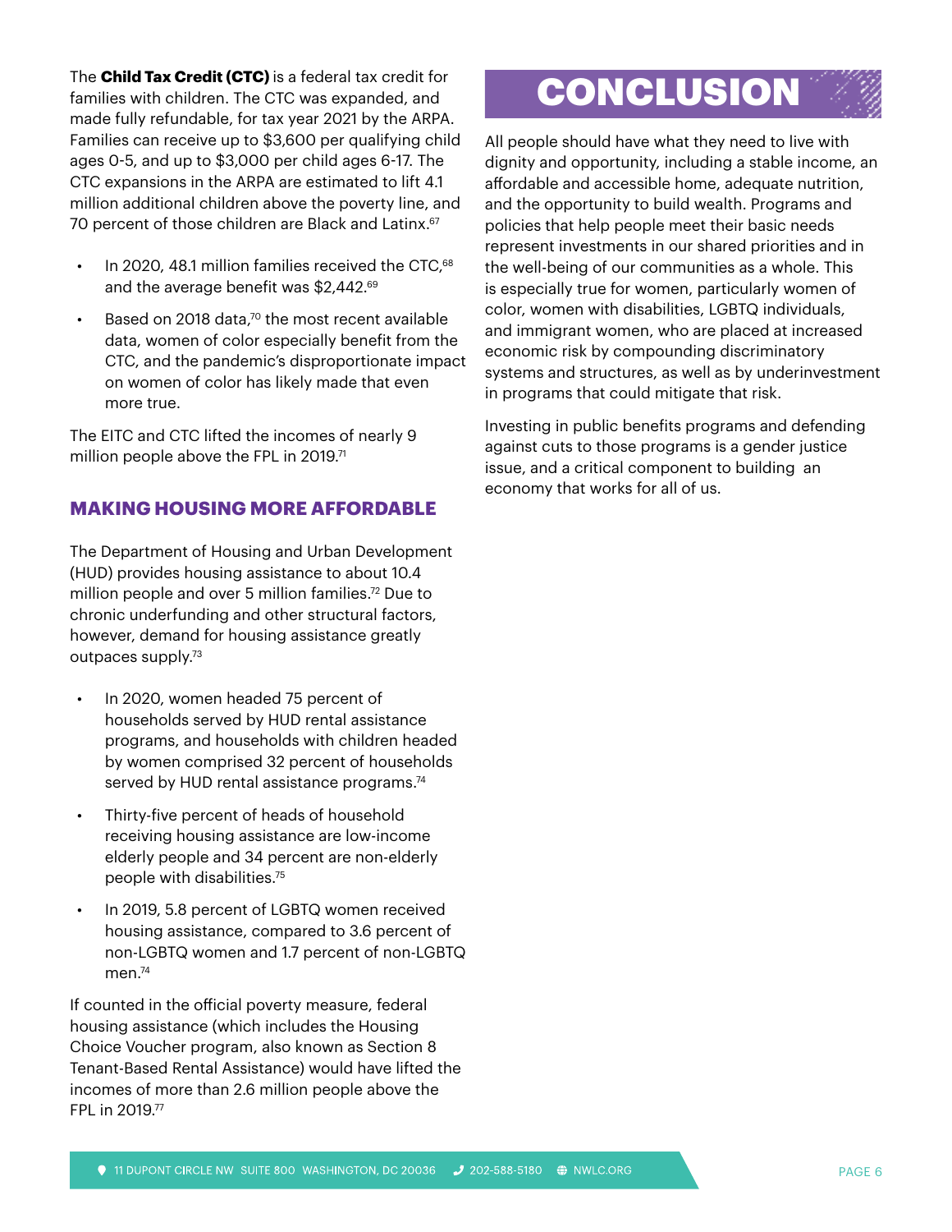The **Child Tax Credit (CTC)** is a federal tax credit for families with children. The CTC was expanded, and made fully refundable, for tax year 2021 by the ARPA. Families can receive up to $3,600 per qualifying child ages 0-5, and up to $3,000 per child ages 6-17. The CTC expansions in the ARPA are estimated to lift 4.1 million additional children above the poverty line, and 70 percent of those children are Black and Latinx.[67]

- In 2020, 48.1 million families received the CTC,[68] and the average benefit was $2,442.[69]
- Based on 2018 data,[70] the most recent available data, women of color especially benefit from the CTC, and the pandemic's disproportionate impact on women of color has likely made that even more true.

The EITC and CTC lifted the incomes of nearly 9 million people above the FPL in 2019.[71]

### MAKING HOUSING MORE AFFORDABLE

The Department of Housing and Urban Development (HUD) provides housing assistance to about 10.4 million people and over 5 million families.[72] Due to chronic underfunding and other structural factors, however, demand for housing assistance greatly outpaces supply.[73]

- In 2020, women headed 75 percent of households served by HUD rental assistance programs, and households with children headed by women comprised 32 percent of households served by HUD rental assistance programs.[74]
- Thirty-five percent of heads of household receiving housing assistance are low-income elderly people and 34 percent are non-elderly people with disabilities.[75]
- In 2019, 5.8 percent of LGBTQ women received housing assistance, compared to 3.6 percent of non-LGBTQ women and 1.7 percent of non-LGBTQ men.[74]

If counted in the official poverty measure, federal housing assistance (which includes the Housing Choice Voucher program, also known as Section 8 Tenant-Based Rental Assistance) would have lifted the incomes of more than 2.6 million people above the FPL in 2019.[77]

## CONCLUSION

All people should have what they need to live with dignity and opportunity, including a stable income, an affordable and accessible home, adequate nutrition, and the opportunity to build wealth. Programs and policies that help people meet their basic needs represent investments in our shared priorities and in the well-being of our communities as a whole. This is especially true for women, particularly women of color, women with disabilities, LGBTQ individuals, and immigrant women, who are placed at increased economic risk by compounding discriminatory systems and structures, as well as by underinvestment in programs that could mitigate that risk.

Investing in public benefits programs and defending against cuts to those programs is a gender justice issue, and a critical component to building an economy that works for all of us.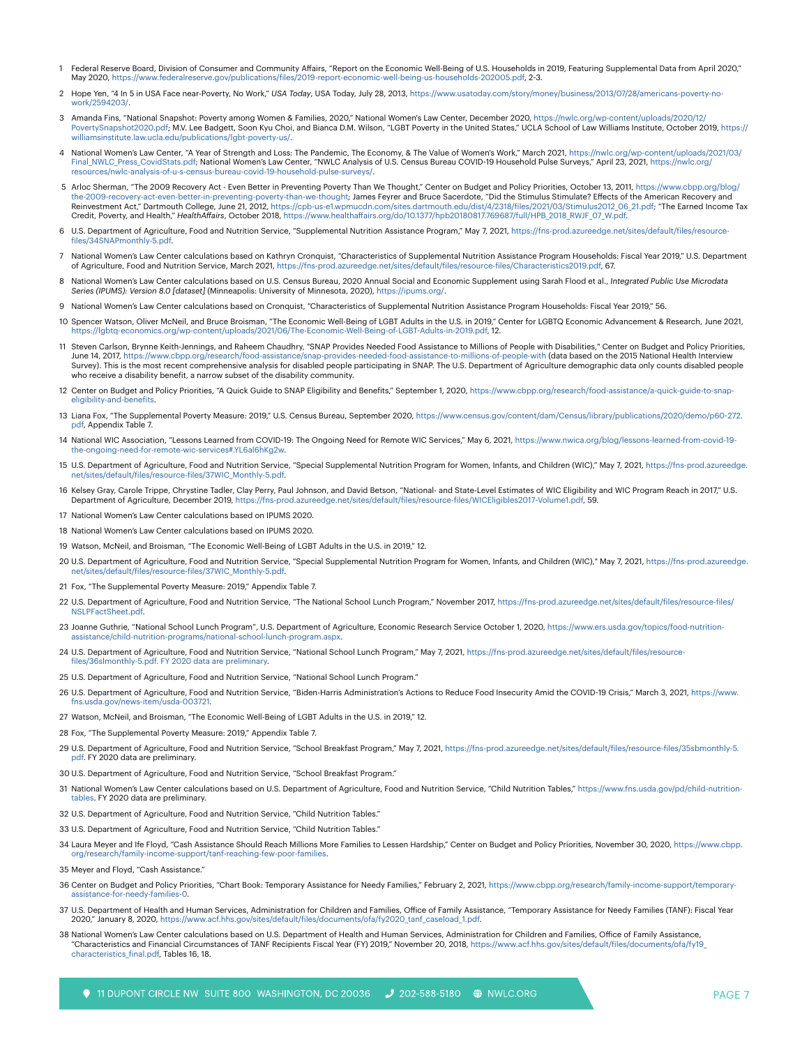1. Federal Reserve Board, Division of Consumer and Community Affairs, "Report on the Economic Well-Being of U.S. Households in 2019, Featuring Supplemental Data from April 2020," May 2020, https://www.federalreserve.gov/publications/files/2019-report-economic-well-being-us-households-202005.pdf, 2-3.

2. Hope Yen, "4 In 5 in USA Face near-Poverty, No Work," *USA Today*, USA Today, July 28, 2013, https://www.usatoday.com/story/money/business/2013/07/28/americans-poverty-no-work/2594203/.

3. Amanda Fins, "National Snapshot: Poverty among Women & Families, 2020," National Women's Law Center, December 2020, https://nwlc.org/wp-content/uploads/2020/12/PovertySnapshot2020.pdf; M.V. Lee Badgett, Soon Kyu Choi, and Bianca D.M. Wilson, "LGBT Poverty in the United States," UCLA School of Law Williams Institute, October 2019, https://williamsinstitute.law.ucla.edu/publications/lgbt-poverty-us/.

4. National Women's Law Center, "A Year of Strength and Loss: The Pandemic, The Economy, & The Value of Women's Work," March 2021, https://nwlc.org/wp-content/uploads/2021/03/Final_NWLC_Press_CovidStats.pdf; National Women's Law Center, "NWLC Analysis of U.S. Census Bureau COVID-19 Household Pulse Surveys," April 23, 2021, https://nwlc.org/resources/nwlc-analysis-of-u-s-census-bureau-covid-19-household-pulse-surveys/.

5. Arloc Sherman, "The 2009 Recovery Act - Even Better in Preventing Poverty Than We Thought," Center on Budget and Policy Priorities, October 13, 2011, https://www.cbpp.org/blog/the-2009-recovery-act-even-better-in-preventing-poverty-than-we-thought; James Feyrer and Bruce Sacerdote, "Did the Stimulus Stimulate? Effects of the American Recovery and Reinvestment Act," Dartmouth College, June 21, 2012, https://cpb-us-e1.wpmucdn.com/sites.dartmouth.edu/dist/4/2318/files/2021/03/Stimulus2012_06_21.pdf; "The Earned Income Tax Credit, Poverty, and Health," *HealthAffairs*, October 2018, https://www.healthaffairs.org/do/10.1377/hpb20180817.769687/full/HPB_2018_RWJF_07_W.pdf.

6. U.S. Department of Agriculture, Food and Nutrition Service, "Supplemental Nutrition Assistance Program," May 7, 2021, https://fns-prod.azureedge.net/sites/default/files/resource-files/34SNAPmonthly-5.pdf.

7. National Women's Law Center calculations based on Kathryn Cronquist, "Characteristics of Supplemental Nutrition Assistance Program Households: Fiscal Year 2019," U.S. Department of Agriculture, Food and Nutrition Service, March 2021, https://fns-prod.azureedge.net/sites/default/files/resource-files/Characteristics2019.pdf, 67.

8. National Women's Law Center calculations based on U.S. Census Bureau, 2020 Annual Social and Economic Supplement using Sarah Flood et al., *Integrated Public Use Microdata Series (IPUMS): Version 8.0 [dataset]* (Minneapolis: University of Minnesota, 2020), https://ipums.org/.

9. National Women's Law Center calculations based on Cronquist, "Characteristics of Supplemental Nutrition Assistance Program Households: Fiscal Year 2019," 56.

10. Spencer Watson, Oliver McNeil, and Bruce Broisman, "The Economic Well-Being of LGBT Adults in the U.S. in 2019," Center for LGBTQ Economic Advancement & Research, June 2021, https://lgbtq-economics.org/wp-content/uploads/2021/06/The-Economic-Well-Being-of-LGBT-Adults-in-2019.pdf, 12.

11. Steven Carlson, Brynne Keith-Jennings, and Raheem Chaudhry, "SNAP Provides Needed Food Assistance to Millions of People with Disabilities," Center on Budget and Policy Priorities, June 14, 2017, https://www.cbpp.org/research/food-assistance/snap-provides-needed-food-assistance-to-millions-of-people-with (data based on the 2015 National Health Interview Survey). This is the most recent comprehensive analysis for disabled people participating in SNAP. The U.S. Department of Agriculture demographic data only counts disabled people who receive a disability benefit, a narrow subset of the disability community.

12. Center on Budget and Policy Priorities, "A Quick Guide to SNAP Eligibility and Benefits," September 1, 2020, https://www.cbpp.org/research/food-assistance/a-quick-guide-to-snap-eligibility-and-benefits.

13. Liana Fox, "The Supplemental Poverty Measure: 2019," U.S. Census Bureau, September 2020, https://www.census.gov/content/dam/Census/library/publications/2020/demo/p60-272.pdf, Appendix Table 7.

14. National WIC Association, "Lessons Learned from COVID-19: The Ongoing Need for Remote WIC Services," May 6, 2021, https://www.nwica.org/blog/lessons-learned-from-covid-19-the-ongoing-need-for-remote-wic-services#.YL6al6hKg2w.

15. U.S. Department of Agriculture, Food and Nutrition Service, "Special Supplemental Nutrition Program for Women, Infants, and Children (WIC)," May 7, 2021, https://fns-prod.azureedge.net/sites/default/files/resource-files/37WIC_Monthly-5.pdf.

16. Kelsey Gray, Carole Trippe, Chrystine Tadler, Clay Perry, Paul Johnson, and David Betson, "National- and State-Level Estimates of WIC Eligibility and WIC Program Reach in 2017," U.S. Department of Agriculture, December 2019, https://fns-prod.azureedge.net/sites/default/files/resource-files/WICEligibles2017-Volume1.pdf, 59.

17. National Women's Law Center calculations based on IPUMS 2020.

18. National Women's Law Center calculations based on IPUMS 2020.

19. Watson, McNeil, and Broisman, "The Economic Well-Being of LGBT Adults in the U.S. in 2019," 12.

20. U.S. Department of Agriculture, Food and Nutrition Service, "Special Supplemental Nutrition Program for Women, Infants, and Children (WIC)," May 7, 2021, https://fns-prod.azureedge.net/sites/default/files/resource-files/37WIC_Monthly-5.pdf.

21. Fox, "The Supplemental Poverty Measure: 2019," Appendix Table 7.

22. U.S. Department of Agriculture, Food and Nutrition Service, "The National School Lunch Program," November 2017, https://fns-prod.azureedge.net/sites/default/files/resource-files/NSLPFactSheet.pdf.

23. Joanne Guthrie, "National School Lunch Program", U.S. Department of Agriculture, Economic Research Service October 1, 2020, https://www.ers.usda.gov/topics/food-nutrition-assistance/child-nutrition-programs/national-school-lunch-program.aspx.

24. U.S. Department of Agriculture, Food and Nutrition Service, "National School Lunch Program," May 7, 2021, https://fns-prod.azureedge.net/sites/default/files/resource-files/36slmonthly-5.pdf. FY 2020 data are preliminary.

25. U.S. Department of Agriculture, Food and Nutrition Service, "National School Lunch Program."

26. U.S. Department of Agriculture, Food and Nutrition Service, "Biden-Harris Administration's Actions to Reduce Food Insecurity Amid the COVID-19 Crisis," March 3, 2021, https://www.fns.usda.gov/news-item/usda-003721.

27. Watson, McNeil, and Broisman, "The Economic Well-Being of LGBT Adults in the U.S. in 2019," 12.

28. Fox, "The Supplemental Poverty Measure: 2019," Appendix Table 7.

29. U.S. Department of Agriculture, Food and Nutrition Service, "School Breakfast Program," May 7, 2021, https://fns-prod.azureedge.net/sites/default/files/resource-files/35sbmonthly-5.pdf. FY 2020 data are preliminary.

30. U.S. Department of Agriculture, Food and Nutrition Service, "School Breakfast Program."

31. National Women's Law Center calculations based on U.S. Department of Agriculture, Food and Nutrition Service, "Child Nutrition Tables," https://www.fns.usda.gov/pd/child-nutrition-tables. FY 2020 data are preliminary.

32. U.S. Department of Agriculture, Food and Nutrition Service, "Child Nutrition Tables."

33. U.S. Department of Agriculture, Food and Nutrition Service, "Child Nutrition Tables."

34. Laura Meyer and Ife Floyd, "Cash Assistance Should Reach Millions More Families to Lessen Hardship," Center on Budget and Policy Priorities, November 30, 2020, https://www.cbpp.org/research/family-income-support/tanf-reaching-few-poor-families.

35. Meyer and Floyd, "Cash Assistance."

36. Center on Budget and Policy Priorities, "Chart Book: Temporary Assistance for Needy Families," February 2, 2021, https://www.cbpp.org/research/family-income-support/temporary-assistance-for-needy-families-0.

37. U.S. Department of Health and Human Services, Administration for Children and Families, Office of Family Assistance, "Temporary Assistance for Needy Families (TANF): Fiscal Year 2020," January 8, 2020, https://www.acf.hhs.gov/sites/default/files/documents/ofa/fy2020_tanf_caseload_1.pdf.

38. National Women's Law Center calculations based on U.S. Department of Health and Human Services, Administration for Children and Families, Office of Family Assistance, "Characteristics and Financial Circumstances of TANF Recipients Fiscal Year (FY) 2019," November 20, 2018, https://www.acf.hhs.gov/sites/default/files/documents/ofa/fy19_characteristics_final.pdf, Tables 16, 18.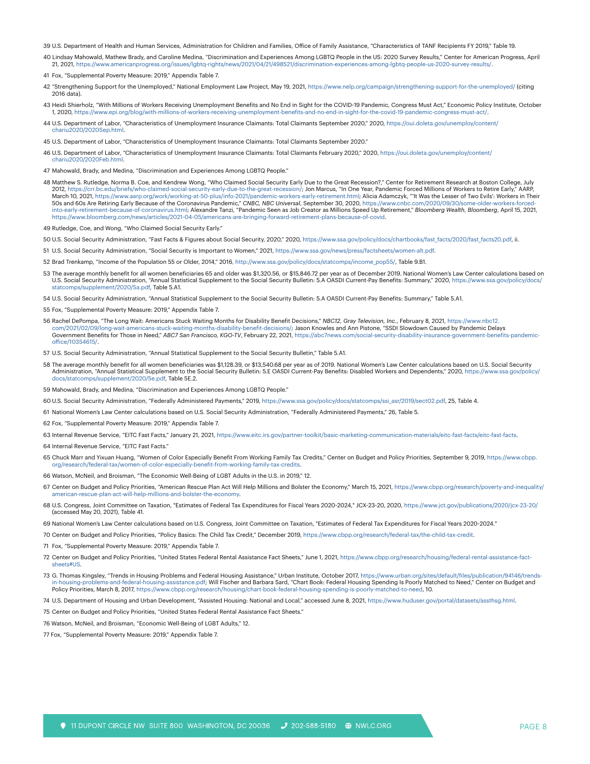39 U.S. Department of Health and Human Services, Administration for Children and Families, Office of Family Assistance, "Characteristics of TANF Recipients FY 2019," Table 19.

40 Lindsay Mahowald, Mathew Brady, and Caroline Medina, "Discrimination and Experiences Among LGBTQ People in the US: 2020 Survey Results," Center for American Progress, April 21, 2021, https://www.americanprogress.org/issues/lgbtq-rights/news/2021/04/21/498521/discrimination-experiences-among-lgbtq-people-us-2020-survey-results/.

41 Fox, "Supplemental Poverty Measure: 2019," Appendix Table 7.

42 "Strengthening Support for the Unemployed," National Employment Law Project, May 19, 2021, https://www.nelp.org/campaign/strengthening-support-for-the-unemployed/ (citing 2016 data).

43 Heidi Shierholz, "With Millions of Workers Receiving Unemployment Benefits and No End in Sight for the COVID-19 Pandemic, Congress Must Act," Economic Policy Institute, October 1, 2020, https://www.epi.org/blog/with-millions-of-workers-receiving-unemployment-benefits-and-no-end-in-sight-for-the-covid-19-pandemic-congress-must-act/.

44 U.S. Department of Labor, "Characteristics of Unemployment Insurance Claimants: Total Claimants September 2020," 2020, https://oui.doleta.gov/unemploy/content/chariu2020/2020Sep.html.

45 U.S. Department of Labor, "Characteristics of Unemployment Insurance Claimants: Total Claimants September 2020."

46 U.S. Department of Labor, "Characteristics of Unemployment Insurance Claimants: Total Claimants February 2020," 2020, https://oui.doleta.gov/unemploy/content/chariu2020/2020Feb.html.

47 Mahowald, Brady, and Medina, "Discrimination and Experiences Among LGBTQ People."

48 Matthew S. Rutledge, Norma B. Coe, and Kendrew Wong, "Who Claimed Social Security Early Due to the Great Recession?," Center for Retirement Research at Boston College, July 2012, https://crr.bc.edu/briefs/who-claimed-social-security-early-due-to-the-great-recession/; Jon Marcus, "In One Year, Pandemic Forced Millions of Workers to Retire Early," AARP, March 10, 2021, https://www.aarp.org/work/working-at-50-plus/info-2021/pandemic-workers-early-retirement.html; Alicia Adamczyk, "'It Was the Lesser of Two Evils': Workers in Their 50s and 60s Are Retiring Early Because of the Coronavirus Pandemic," *CNBC, NBC Universal*, September 30, 2020, https://www.cnbc.com/2020/09/30/some-older-workers-forced-into-early-retirement-because-of-coronavirus.html; Alexandre Tanzi, "Pandemic Seen as Job Creator as Millions Speed Up Retirement," *Bloomberg Wealth, Bloomberg*, April 15, 2021, https://www.bloomberg.com/news/articles/2021-04-05/americans-are-bringing-forward-retirement-plans-because-of-covid.

49 Rutledge, Coe, and Wong, "Who Claimed Social Security Early."

50 U.S. Social Security Administration, "Fast Facts & Figures about Social Security, 2020," 2020, https://www.ssa.gov/policy/docs/chartbooks/fast_facts/2020/fast_facts20.pdf, ii.

51 U.S. Social Security Administration, "Social Security is Important to Women," 2021, https://www.ssa.gov/news/press/factsheets/women-alt.pdf.

52 Brad Trenkamp, "Income of the Population 55 or Older, 2014," 2016, http://www.ssa.gov/policy/docs/statcomps/income_pop55/, Table 9.B1.

53 The average monthly benefit for all women beneficiaries 65 and older was $1,320.56, or $15,846.72 per year as of December 2019. National Women's Law Center calculations based on U.S. Social Security Administration, "Annual Statistical Supplement to the Social Security Bulletin: 5.A OASDI Current-Pay Benefits: Summary," 2020, https://www.ssa.gov/policy/docs/statcomps/supplement/2020/5a.pdf, Table 5.A1.

54 U.S. Social Security Administration, "Annual Statistical Supplement to the Social Security Bulletin: 5.A OASDI Current-Pay Benefits: Summary," Table 5.A1.

55 Fox, "Supplemental Poverty Measure: 2019," Appendix Table 7.

56 Rachel DePompa, "The Long Wait: Americans Stuck Waiting Months for Disability Benefit Decisions," *NBC12, Gray Television, Inc.*, February 8, 2021, https://www.nbc12.com/2021/02/09/long-wait-americans-stuck-waiting-months-disability-benefit-decisions/; Jason Knowles and Ann Pistone, "SSDI Slowdown Caused by Pandemic Delays Government Benefits for Those in Need," *ABC7 San Francisco, KGO-TV*, February 22, 2021, https://abc7news.com/social-security-disability-insurance-government-benefits-pandemic-office/10354615/.

57 U.S. Social Security Administration, "Annual Statistical Supplement to the Social Security Bulletin," Table 5.A1.

58 The average monthly benefit for all women beneficiaries was $1,128.39, or $13,540.68 per year as of 2019. National Women's Law Center calculations based on U.S. Social Security Administration, "Annual Statistical Supplement to the Social Security Bulletin: 5.E OASDI Current-Pay Benefits: Disabled Workers and Dependents," 2020, https://www.ssa.gov/policy/docs/statcomps/supplement/2020/5e.pdf, Table 5E.2.

59 Mahowald, Brady, and Medina, "Discrimination and Experiences Among LGBTQ People."

60 U.S. Social Security Administration, "Federally Administered Payments," 2019, https://www.ssa.gov/policy/docs/statcomps/ssi_asr/2019/sect02.pdf, 25, Table 4.

61 National Women's Law Center calculations based on U.S. Social Security Administration, "Federally Administered Payments," 26, Table 5.

62 Fox, "Supplemental Poverty Measure: 2019," Appendix Table 7.

63 Internal Revenue Service, "EITC Fast Facts," January 21, 2021, https://www.eitc.irs.gov/partner-toolkit/basic-marketing-communication-materials/eitc-fast-facts/eitc-fast-facts.

64 Internal Revenue Service, "EITC Fast Facts."

65 Chuck Marr and Yixuan Huang, "Women of Color Especially Benefit From Working Family Tax Credits," Center on Budget and Policy Priorities, September 9, 2019, https://www.cbpp.org/research/federal-tax/women-of-color-especially-benefit-from-working-family-tax-credits.

66 Watson, McNeil, and Broisman, "The Economic Well-Being of LGBT Adults in the U.S. in 2019," 12.

67 Center on Budget and Policy Priorities, "American Rescue Plan Act Will Help Millions and Bolster the Economy," March 15, 2021, https://www.cbpp.org/research/poverty-and-inequality/american-rescue-plan-act-will-help-millions-and-bolster-the-economy.

68 U.S. Congress, Joint Committee on Taxation, "Estimates of Federal Tax Expenditures for Fiscal Years 2020-2024," JCX-23-20, 2020, https://www.jct.gov/publications/2020/jcx-23-20/ (accessed May 20, 2021), Table 41.

69 National Women's Law Center calculations based on U.S. Congress, Joint Committee on Taxation, "Estimates of Federal Tax Expenditures for Fiscal Years 2020-2024."

70 Center on Budget and Policy Priorities, "Policy Basics: The Child Tax Credit," December 2019, https://www.cbpp.org/research/federal-tax/the-child-tax-credit.

71 Fox, "Supplemental Poverty Measure: 2019," Appendix Table 7.

72 Center on Budget and Policy Priorities, "United States Federal Rental Assistance Fact Sheets," June 1, 2021, https://www.cbpp.org/research/housing/federal-rental-assistance-fact-sheets#US.

73 G. Thomas Kingsley, "Trends in Housing Problems and Federal Housing Assistance," Urban Institute, October 2017, https://www.urban.org/sites/default/files/publication/94146/trends-in-housing-problems-and-federal-housing-assistance.pdf; Will Fischer and Barbara Sard, "Chart Book: Federal Housing Spending Is Poorly Matched to Need," Center on Budget and Policy Priorities, March 8, 2017, https://www.cbpp.org/research/housing/chart-book-federal-housing-spending-is-poorly-matched-to-need, 10.

74 U.S. Department of Housing and Urban Development, "Assisted Housing: National and Local," accessed June 8, 2021, https://www.huduser.gov/portal/datasets/assthsg.html.

75 Center on Budget and Policy Priorities, "United States Federal Rental Assistance Fact Sheets."

76 Watson, McNeil, and Broisman, "Economic Well-Being of LGBT Adults," 12.

77 Fox, "Supplemental Poverty Measure: 2019," Appendix Table 7.